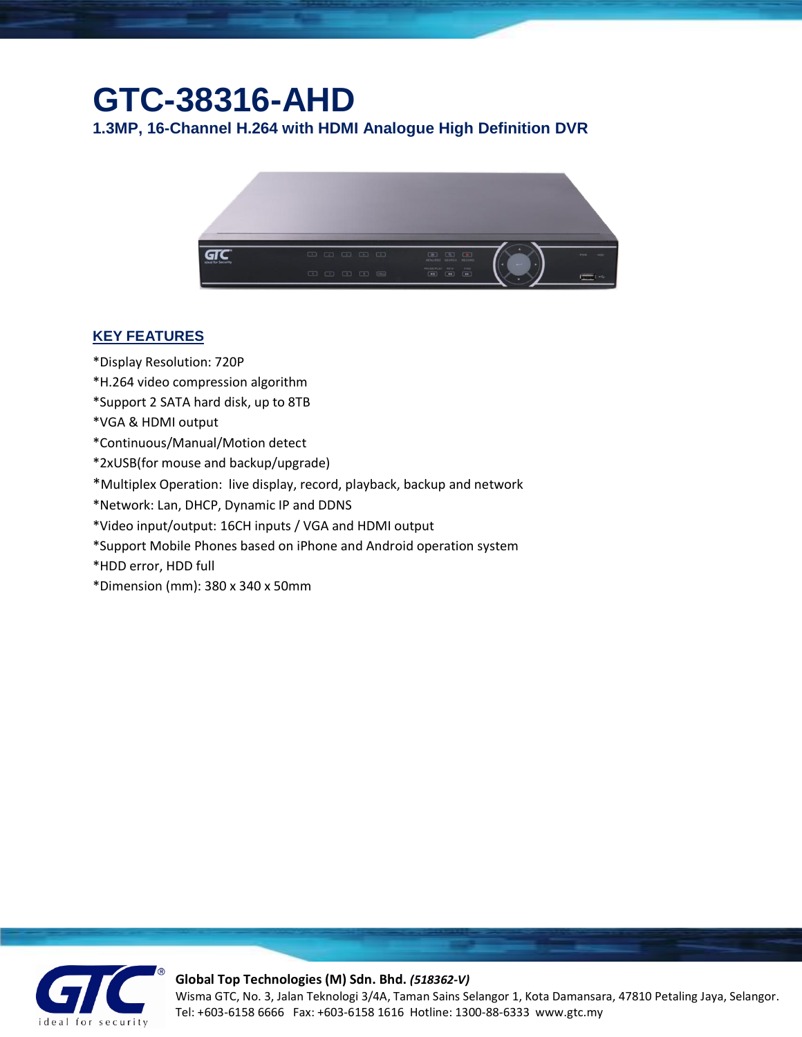# GTC-38316-AHD

## 1.3MP, 16-Channel H.264 with HDMI Analogue High Definition DVR

### KEY FEATURES

*Display Resolution: 720P
*H.264 video compression algorithm
*Support 2 SATA hard disk, up to 8TB
*VGA & HDMI output
*Continuous/Manual/Motion detect
*2xUSB(for mouse and backup/upgrade)
*Multiplex Operation: live display, record, playback, backup and network
*Network: Lan, DHCP, Dynamic IP and DDNS
*Video input/output: 16CH inputs / VGA and HDMI output
*Support Mobile Phones based on iPhone and Android operation system
*HDD error, HDD full
*Dimension (mm): 380 x 340 x 50mm

**Global Top Technologies (M) Sdn. Bhd.** ***(518362-V)***
Wisma GTC, No. 3, Jalan Teknologi 3/4A, Taman Sains Selangor 1, Kota Damansara, 47810 Petaling Jaya, Selangor.
Tel: +603-6158 6666 Fax: +603-6158 1616 Hotline: 1300-88-6333 www.gtc.my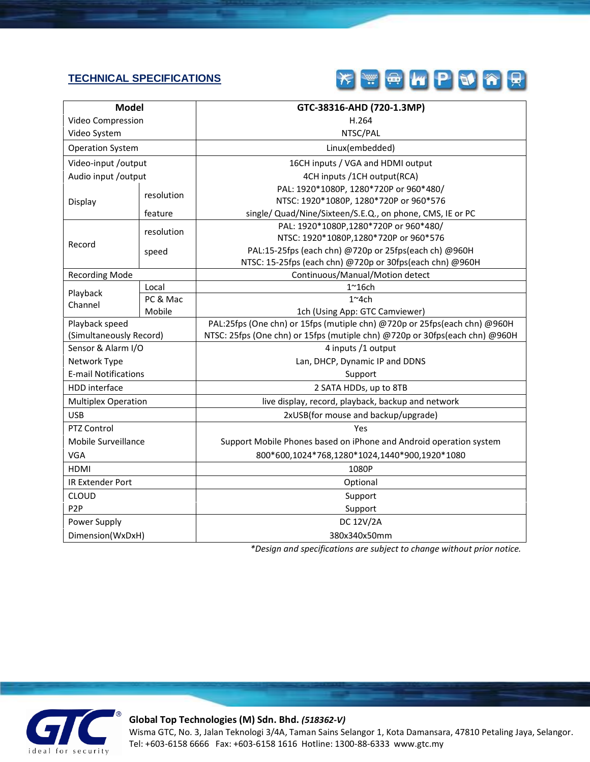## TECHNICAL SPECIFICATIONS

| **Model** | | **GTC-38316-AHD (720-1.3MP)** |
|---|---|---|
| Video Compression | | H.264 |
| Video System | | NTSC/PAL |
| Operation System | | Linux(embedded) |
| Video-input /output | | 16CH inputs / VGA and HDMI output |
| Audio input /output | | 4CH inputs /1CH output(RCA) |
| Display | resolution | PAL: 1920*1080P, 1280*720P or 960*480/ NTSC: 1920*1080P, 1280*720P or 960*576 |
| | feature | single/ Quad/Nine/Sixteen/S.E.Q., on phone, CMS, IE or PC |
| Record | resolution | PAL: 1920*1080P,1280*720P or 960*480/ NTSC: 1920*1080P,1280*720P or 960*576 |
| | speed | PAL:15-25fps (each chn) @720p or 25fps(each ch) @960H NTSC: 15-25fps (each chn) @720p or 30fps(each chn) @960H |
| Recording Mode | | Continuous/Manual/Motion detect |
| Playback Channel | Local | 1~16ch |
| | PC & Mac | 1~4ch |
| | Mobile | 1ch (Using App: GTC Camviewer) |
| Playback speed (Simultaneously Record) | | PAL:25fps (One chn) or 15fps (mutiple chn) @720p or 25fps(each chn) @960H NTSC: 25fps (One chn) or 15fps (mutiple chn) @720p or 30fps(each chn) @960H |
| Sensor & Alarm I/O | | 4 inputs /1 output |
| Network Type | | Lan, DHCP, Dynamic IP and DDNS |
| E-mail Notifications | | Support |
| HDD interface | | 2 SATA HDDs, up to 8TB |
| Multiplex Operation | | live display, record, playback, backup and network |
| USB | | 2xUSB(for mouse and backup/upgrade) |
| PTZ Control | | Yes |
| Mobile Surveillance | | Support Mobile Phones based on iPhone and Android operation system |
| VGA | | 800*600,1024*768,1280*1024,1440*900,1920*1080 |
| HDMI | | 1080P |
| IR Extender Port | | Optional |
| CLOUD | | Support |
| P2P | | Support |
| Power Supply | | DC 12V/2A |
| Dimension(WxDxH) | | 380x340x50mm |

*\*Design and specifications are subject to change without prior notice.*

**Global Top Technologies (M) Sdn. Bhd.** ***(518362-V)***
Wisma GTC, No. 3, Jalan Teknologi 3/4A, Taman Sains Selangor 1, Kota Damansara, 47810 Petaling Jaya, Selangor.
Tel: +603-6158 6666 Fax: +603-6158 1616 Hotline: 1300-88-6333 www.gtc.my